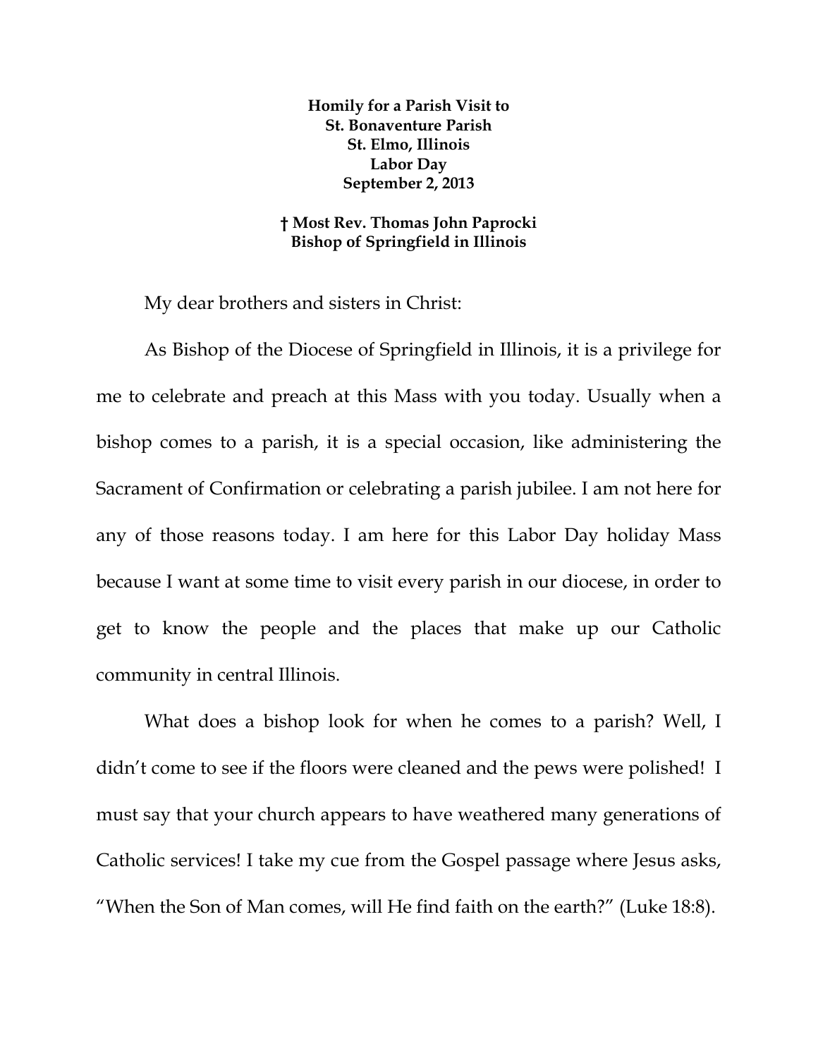**Homily for a Parish Visit to**
**St. Bonaventure Parish**
**St. Elmo, Illinois**
**Labor Day**
**September 2, 2013**

**† Most Rev. Thomas John Paprocki**
**Bishop of Springfield in Illinois**

My dear brothers and sisters in Christ:

As Bishop of the Diocese of Springfield in Illinois, it is a privilege for me to celebrate and preach at this Mass with you today. Usually when a bishop comes to a parish, it is a special occasion, like administering the Sacrament of Confirmation or celebrating a parish jubilee. I am not here for any of those reasons today. I am here for this Labor Day holiday Mass because I want at some time to visit every parish in our diocese, in order to get to know the people and the places that make up our Catholic community in central Illinois.

What does a bishop look for when he comes to a parish? Well, I didn't come to see if the floors were cleaned and the pews were polished! I must say that your church appears to have weathered many generations of Catholic services! I take my cue from the Gospel passage where Jesus asks, "When the Son of Man comes, will He find faith on the earth?" (Luke 18:8).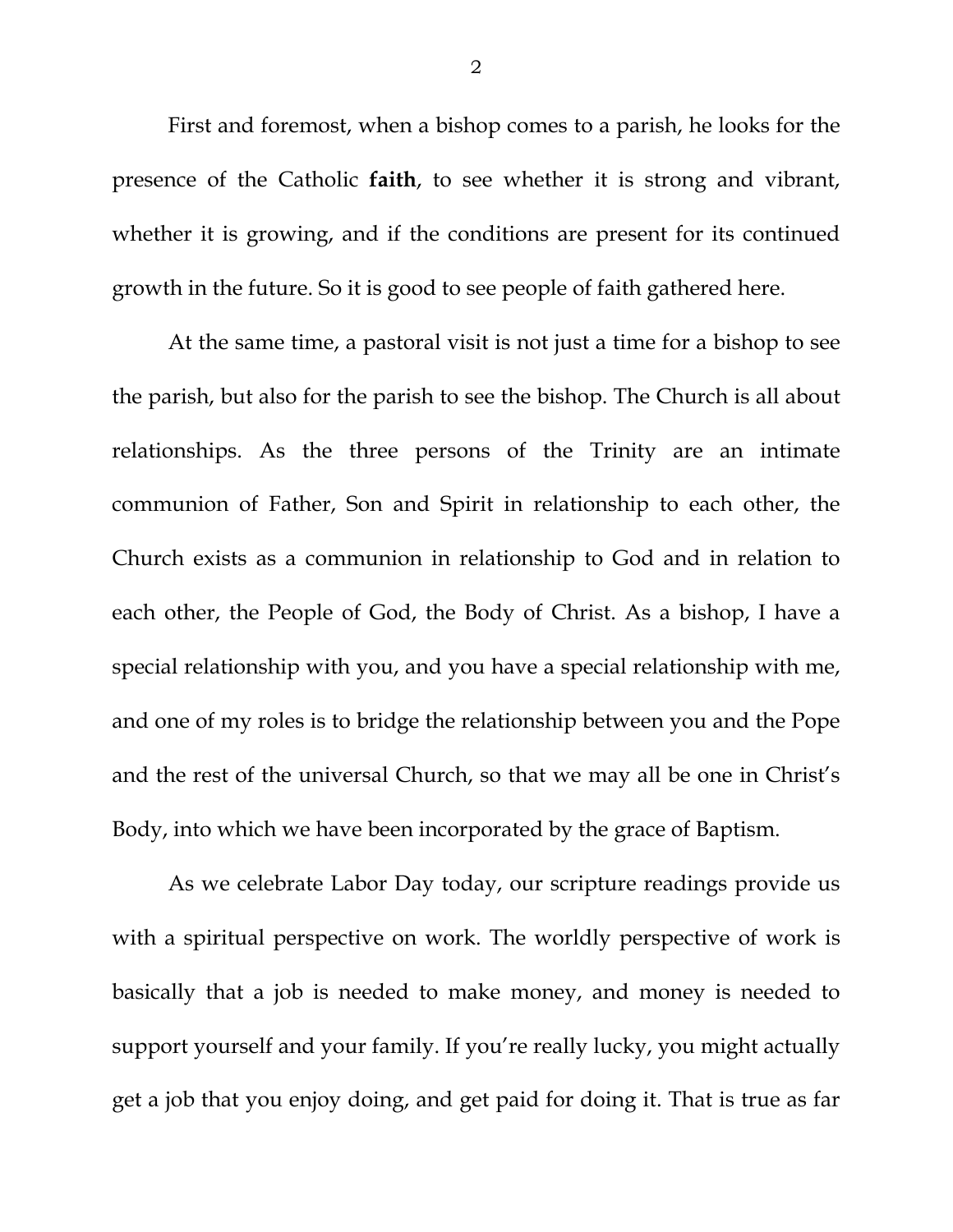First and foremost, when a bishop comes to a parish, he looks for the presence of the Catholic **faith**, to see whether it is strong and vibrant, whether it is growing, and if the conditions are present for its continued growth in the future. So it is good to see people of faith gathered here.

At the same time, a pastoral visit is not just a time for a bishop to see the parish, but also for the parish to see the bishop. The Church is all about relationships. As the three persons of the Trinity are an intimate communion of Father, Son and Spirit in relationship to each other, the Church exists as a communion in relationship to God and in relation to each other, the People of God, the Body of Christ. As a bishop, I have a special relationship with you, and you have a special relationship with me, and one of my roles is to bridge the relationship between you and the Pope and the rest of the universal Church, so that we may all be one in Christ's Body, into which we have been incorporated by the grace of Baptism.

As we celebrate Labor Day today, our scripture readings provide us with a spiritual perspective on work. The worldly perspective of work is basically that a job is needed to make money, and money is needed to support yourself and your family. If you're really lucky, you might actually get a job that you enjoy doing, and get paid for doing it. That is true as far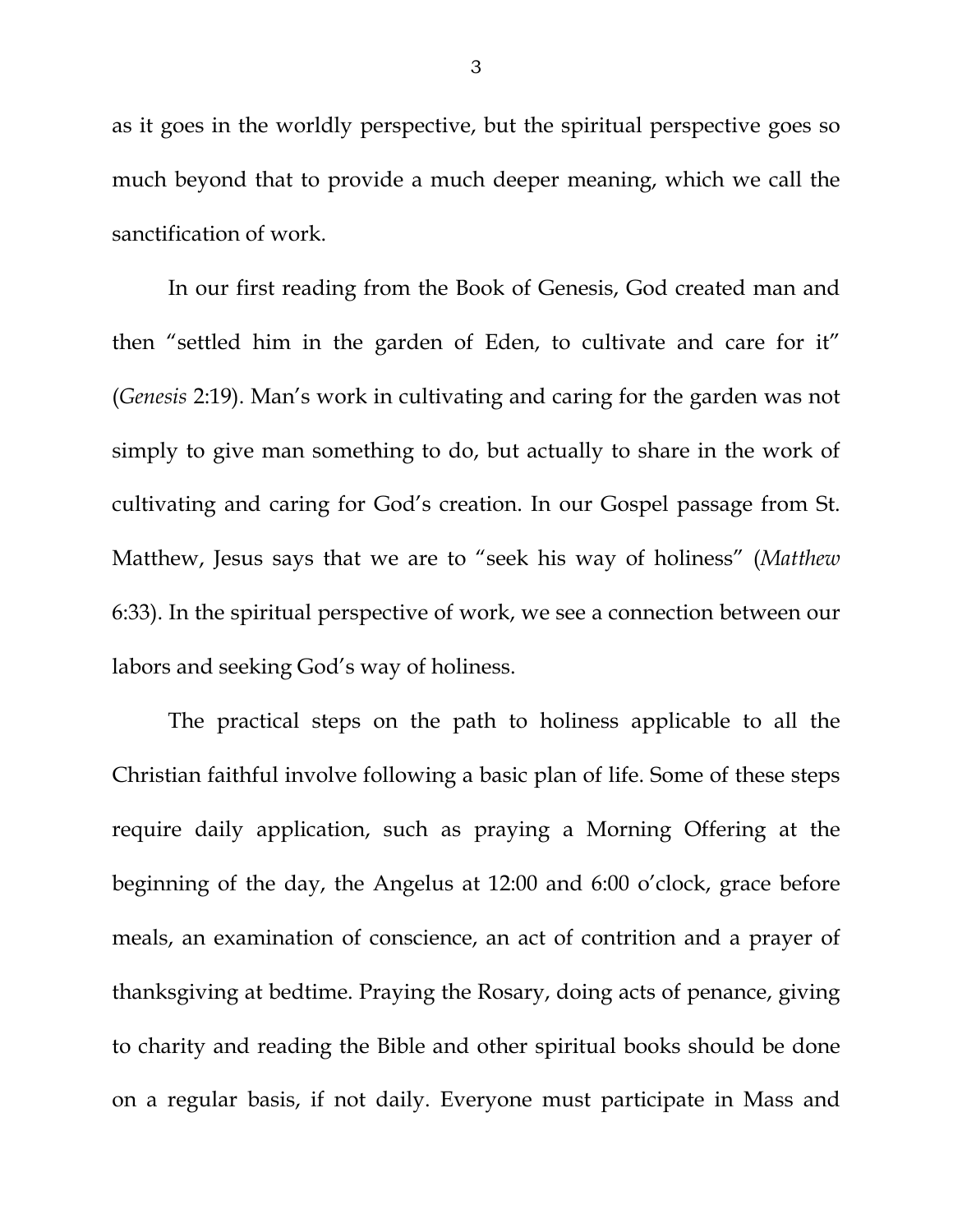as it goes in the worldly perspective, but the spiritual perspective goes so much beyond that to provide a much deeper meaning, which we call the sanctification of work.

In our first reading from the Book of Genesis, God created man and then "settled him in the garden of Eden, to cultivate and care for it" (*Genesis* 2:19). Man's work in cultivating and caring for the garden was not simply to give man something to do, but actually to share in the work of cultivating and caring for God's creation. In our Gospel passage from St. Matthew, Jesus says that we are to "seek his way of holiness" (*Matthew* 6:33). In the spiritual perspective of work, we see a connection between our labors and seeking God's way of holiness.

The practical steps on the path to holiness applicable to all the Christian faithful involve following a basic plan of life. Some of these steps require daily application, such as praying a Morning Offering at the beginning of the day, the Angelus at 12:00 and 6:00 o'clock, grace before meals, an examination of conscience, an act of contrition and a prayer of thanksgiving at bedtime. Praying the Rosary, doing acts of penance, giving to charity and reading the Bible and other spiritual books should be done on a regular basis, if not daily. Everyone must participate in Mass and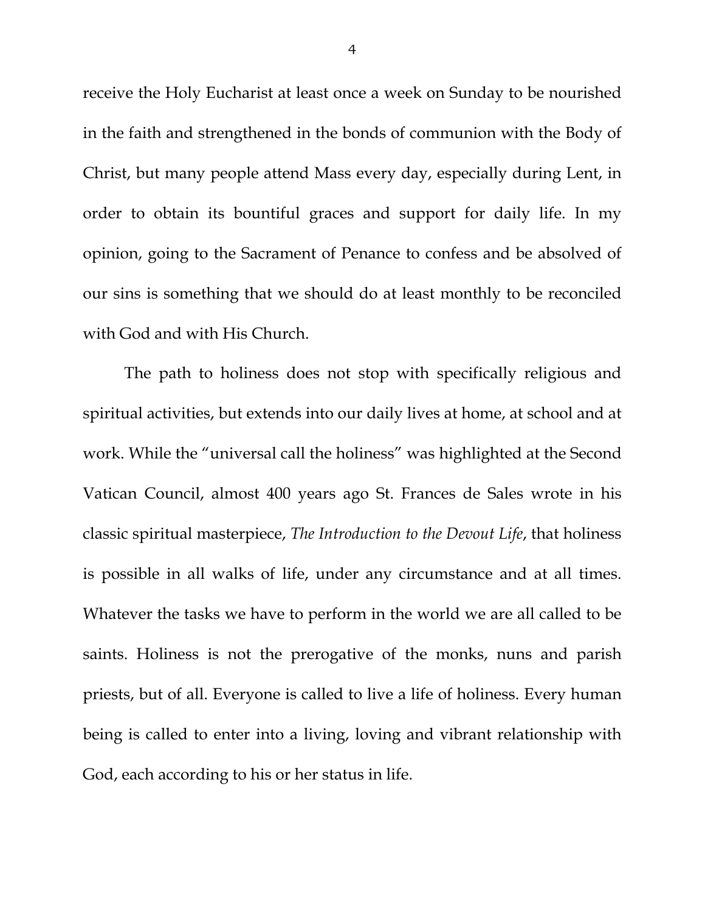receive the Holy Eucharist at least once a week on Sunday to be nourished in the faith and strengthened in the bonds of communion with the Body of Christ, but many people attend Mass every day, especially during Lent, in order to obtain its bountiful graces and support for daily life. In my opinion, going to the Sacrament of Penance to confess and be absolved of our sins is something that we should do at least monthly to be reconciled with God and with His Church.

The path to holiness does not stop with specifically religious and spiritual activities, but extends into our daily lives at home, at school and at work. While the "universal call the holiness" was highlighted at the Second Vatican Council, almost 400 years ago St. Frances de Sales wrote in his classic spiritual masterpiece, *The Introduction to the Devout Life*, that holiness is possible in all walks of life, under any circumstance and at all times. Whatever the tasks we have to perform in the world we are all called to be saints. Holiness is not the prerogative of the monks, nuns and parish priests, but of all. Everyone is called to live a life of holiness. Every human being is called to enter into a living, loving and vibrant relationship with God, each according to his or her status in life.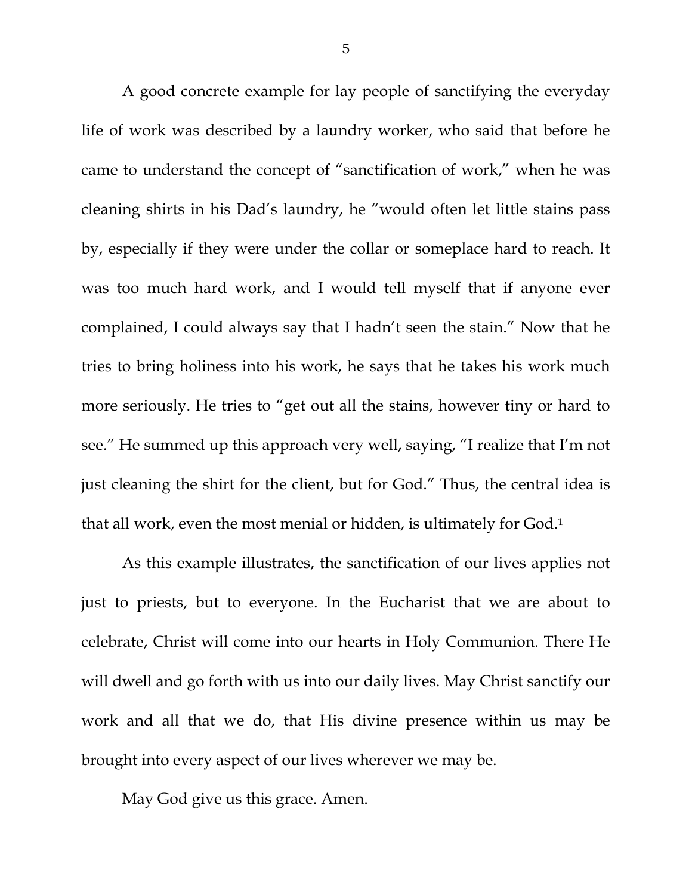A good concrete example for lay people of sanctifying the everyday life of work was described by a laundry worker, who said that before he came to understand the concept of "sanctification of work," when he was cleaning shirts in his Dad's laundry, he "would often let little stains pass by, especially if they were under the collar or someplace hard to reach. It was too much hard work, and I would tell myself that if anyone ever complained, I could always say that I hadn't seen the stain." Now that he tries to bring holiness into his work, he says that he takes his work much more seriously. He tries to "get out all the stains, however tiny or hard to see." He summed up this approach very well, saying, "I realize that I'm not just cleaning the shirt for the client, but for God." Thus, the central idea is that all work, even the most menial or hidden, is ultimately for God.[1]

As this example illustrates, the sanctification of our lives applies not just to priests, but to everyone. In the Eucharist that we are about to celebrate, Christ will come into our hearts in Holy Communion. There He will dwell and go forth with us into our daily lives. May Christ sanctify our work and all that we do, that His divine presence within us may be brought into every aspect of our lives wherever we may be.

May God give us this grace. Amen.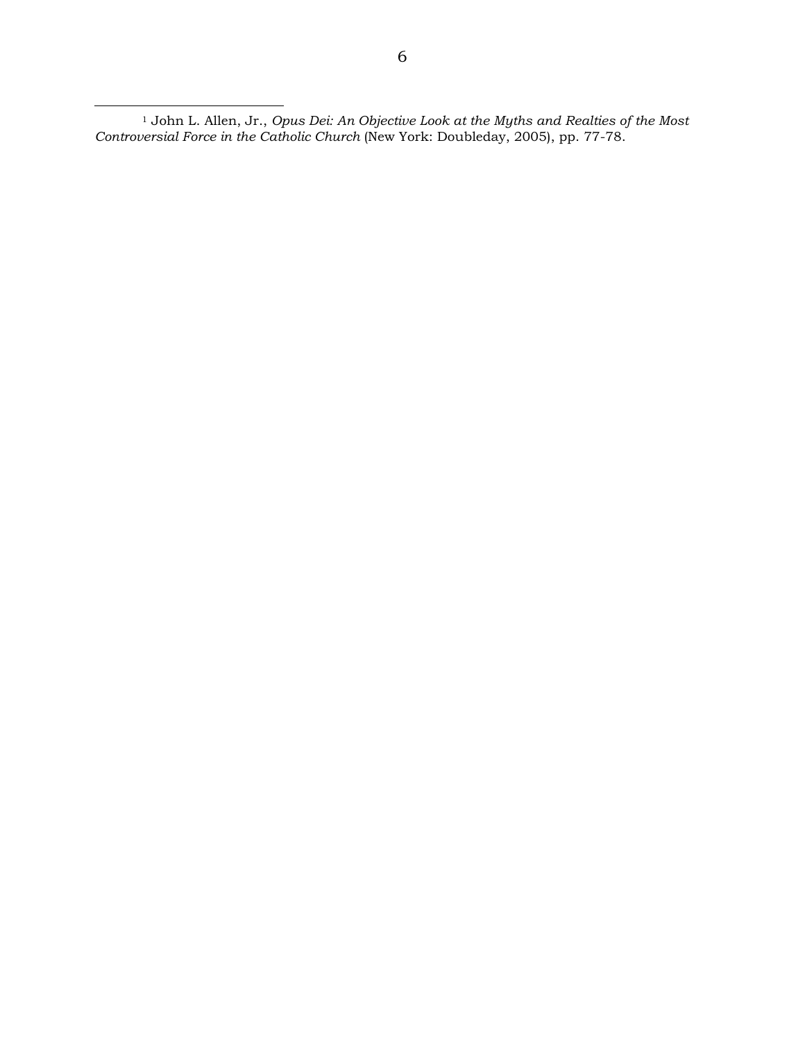[1] John L. Allen, Jr., *Opus Dei: An Objective Look at the Myths and Realties of the Most Controversial Force in the Catholic Church* (New York: Doubleday, 2005), pp. 77-78.